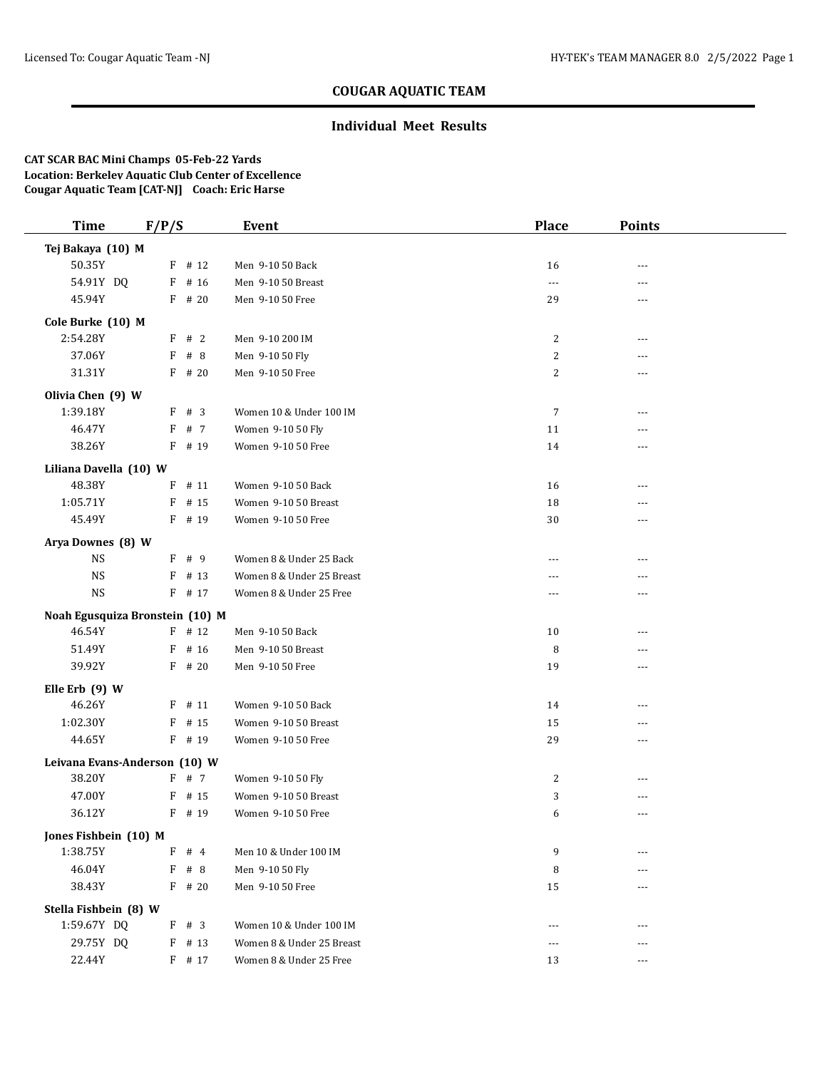## COUGAR AQUATIC TEAM

### Individual Meet Results

**CAT SCAR BAC Mini Champs 05-Feb-22 Yards**
**Location: Berkeley Aquatic Club Center of Excellence**
**Cougar Aquatic Team [CAT-NJ] Coach: Eric Harse**

| Time | F/P/S | Event | Place | Points |
|---|---|---|---|---|
| **Tej Bakaya (10) M** | | | | |
| 50.35Y | F # 12 | Men 9-10 50 Back | 16 | --- |
| 54.91Y DQ | F # 16 | Men 9-10 50 Breast | --- | --- |
| 45.94Y | F # 20 | Men 9-10 50 Free | 29 | --- |
| **Cole Burke (10) M** | | | | |
| 2:54.28Y | F # 2 | Men 9-10 200 IM | 2 | --- |
| 37.06Y | F # 8 | Men 9-10 50 Fly | 2 | --- |
| 31.31Y | F # 20 | Men 9-10 50 Free | 2 | --- |
| **Olivia Chen (9) W** | | | | |
| 1:39.18Y | F # 3 | Women 10 & Under 100 IM | 7 | --- |
| 46.47Y | F # 7 | Women 9-10 50 Fly | 11 | --- |
| 38.26Y | F # 19 | Women 9-10 50 Free | 14 | --- |
| **Liliana Davella (10) W** | | | | |
| 48.38Y | F # 11 | Women 9-10 50 Back | 16 | --- |
| 1:05.71Y | F # 15 | Women 9-10 50 Breast | 18 | --- |
| 45.49Y | F # 19 | Women 9-10 50 Free | 30 | --- |
| **Arya Downes (8) W** | | | | |
| NS | F # 9 | Women 8 & Under 25 Back | --- | --- |
| NS | F # 13 | Women 8 & Under 25 Breast | --- | --- |
| NS | F # 17 | Women 8 & Under 25 Free | --- | --- |
| **Noah Egusquiza Bronstein (10) M** | | | | |
| 46.54Y | F # 12 | Men 9-10 50 Back | 10 | --- |
| 51.49Y | F # 16 | Men 9-10 50 Breast | 8 | --- |
| 39.92Y | F # 20 | Men 9-10 50 Free | 19 | --- |
| **Elle Erb (9) W** | | | | |
| 46.26Y | F # 11 | Women 9-10 50 Back | 14 | --- |
| 1:02.30Y | F # 15 | Women 9-10 50 Breast | 15 | --- |
| 44.65Y | F # 19 | Women 9-10 50 Free | 29 | --- |
| **Leivana Evans-Anderson (10) W** | | | | |
| 38.20Y | F # 7 | Women 9-10 50 Fly | 2 | --- |
| 47.00Y | F # 15 | Women 9-10 50 Breast | 3 | --- |
| 36.12Y | F # 19 | Women 9-10 50 Free | 6 | --- |
| **Jones Fishbein (10) M** | | | | |
| 1:38.75Y | F # 4 | Men 10 & Under 100 IM | 9 | --- |
| 46.04Y | F # 8 | Men 9-10 50 Fly | 8 | --- |
| 38.43Y | F # 20 | Men 9-10 50 Free | 15 | --- |
| **Stella Fishbein (8) W** | | | | |
| 1:59.67Y DQ | F # 3 | Women 10 & Under 100 IM | --- | --- |
| 29.75Y DQ | F # 13 | Women 8 & Under 25 Breast | --- | --- |
| 22.44Y | F # 17 | Women 8 & Under 25 Free | 13 | --- |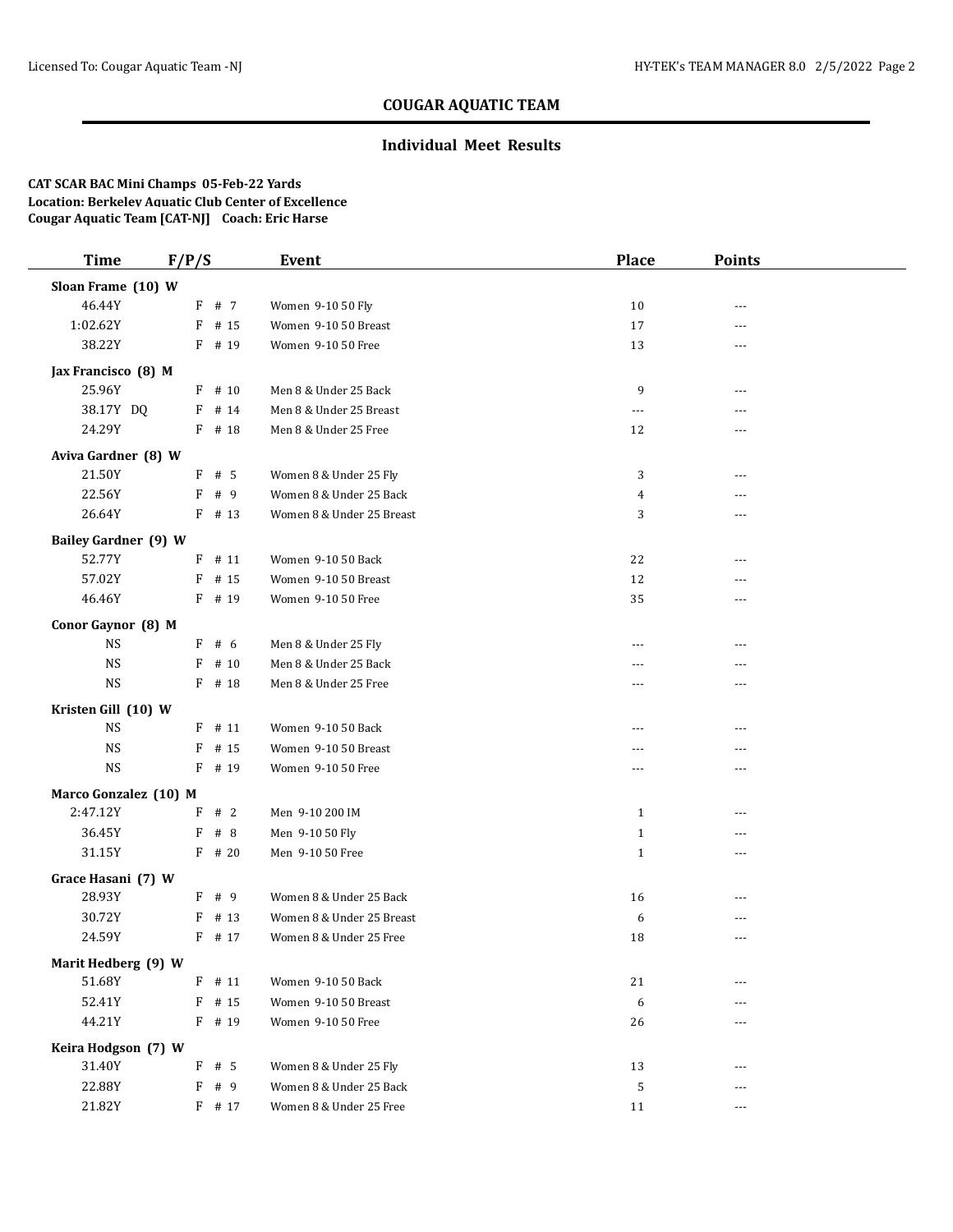## COUGAR AQUATIC TEAM

### Individual Meet Results

**CAT SCAR BAC Mini Champs 05-Feb-22 Yards**
**Location: Berkeley Aquatic Club Center of Excellence**
**Cougar Aquatic Team [CAT-NJ] Coach: Eric Harse**

| Time | F/P/S | Event | Place | Points |
|---|---|---|---|---|
| **Sloan Frame (10) W** | | | | |
| 46.44Y | F # 7 | Women 9-10 50 Fly | 10 | --- |
| 1:02.62Y | F # 15 | Women 9-10 50 Breast | 17 | --- |
| 38.22Y | F # 19 | Women 9-10 50 Free | 13 | --- |
| **Jax Francisco (8) M** | | | | |
| 25.96Y | F # 10 | Men 8 & Under 25 Back | 9 | --- |
| 38.17Y DQ | F # 14 | Men 8 & Under 25 Breast | --- | --- |
| 24.29Y | F # 18 | Men 8 & Under 25 Free | 12 | --- |
| **Aviva Gardner (8) W** | | | | |
| 21.50Y | F # 5 | Women 8 & Under 25 Fly | 3 | --- |
| 22.56Y | F # 9 | Women 8 & Under 25 Back | 4 | --- |
| 26.64Y | F # 13 | Women 8 & Under 25 Breast | 3 | --- |
| **Bailey Gardner (9) W** | | | | |
| 52.77Y | F # 11 | Women 9-10 50 Back | 22 | --- |
| 57.02Y | F # 15 | Women 9-10 50 Breast | 12 | --- |
| 46.46Y | F # 19 | Women 9-10 50 Free | 35 | --- |
| **Conor Gaynor (8) M** | | | | |
| NS | F # 6 | Men 8 & Under 25 Fly | --- | --- |
| NS | F # 10 | Men 8 & Under 25 Back | --- | --- |
| NS | F # 18 | Men 8 & Under 25 Free | --- | --- |
| **Kristen Gill (10) W** | | | | |
| NS | F # 11 | Women 9-10 50 Back | --- | --- |
| NS | F # 15 | Women 9-10 50 Breast | --- | --- |
| NS | F # 19 | Women 9-10 50 Free | --- | --- |
| **Marco Gonzalez (10) M** | | | | |
| 2:47.12Y | F # 2 | Men 9-10 200 IM | 1 | --- |
| 36.45Y | F # 8 | Men 9-10 50 Fly | 1 | --- |
| 31.15Y | F # 20 | Men 9-10 50 Free | 1 | --- |
| **Grace Hasani (7) W** | | | | |
| 28.93Y | F # 9 | Women 8 & Under 25 Back | 16 | --- |
| 30.72Y | F # 13 | Women 8 & Under 25 Breast | 6 | --- |
| 24.59Y | F # 17 | Women 8 & Under 25 Free | 18 | --- |
| **Marit Hedberg (9) W** | | | | |
| 51.68Y | F # 11 | Women 9-10 50 Back | 21 | --- |
| 52.41Y | F # 15 | Women 9-10 50 Breast | 6 | --- |
| 44.21Y | F # 19 | Women 9-10 50 Free | 26 | --- |
| **Keira Hodgson (7) W** | | | | |
| 31.40Y | F # 5 | Women 8 & Under 25 Fly | 13 | --- |
| 22.88Y | F # 9 | Women 8 & Under 25 Back | 5 | --- |
| 21.82Y | F # 17 | Women 8 & Under 25 Free | 11 | --- |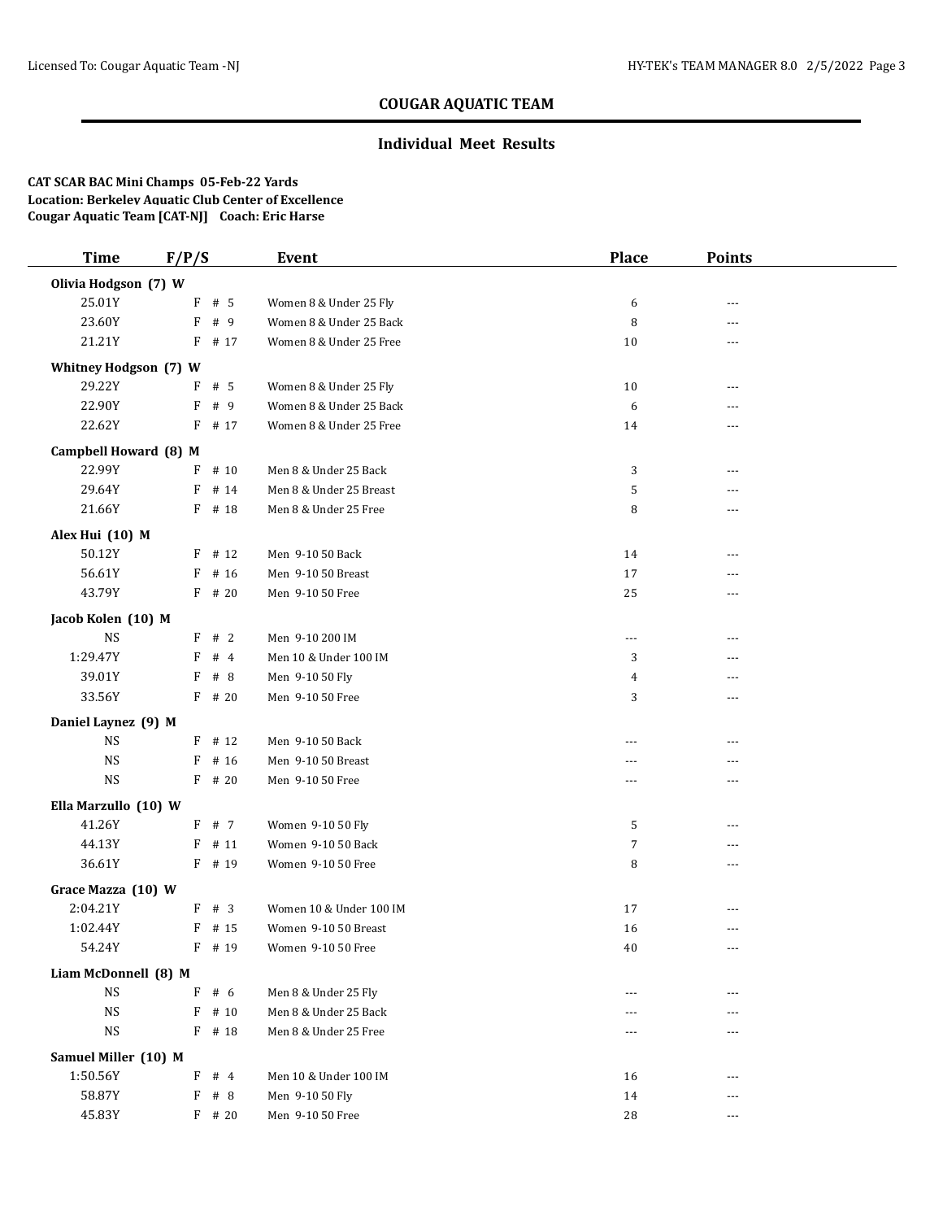# COUGAR AQUATIC TEAM

## Individual Meet Results

**CAT SCAR BAC Mini Champs 05-Feb-22 Yards**
**Location: Berkeley Aquatic Club Center of Excellence**
**Cougar Aquatic Team [CAT-NJ] Coach: Eric Harse**

| Time | F/P/S | Event | Place | Points |
|---|---|---|---|---|
| **Olivia Hodgson (7) W** | | | | |
| 25.01Y | F # 5 | Women 8 & Under 25 Fly | 6 | --- |
| 23.60Y | F # 9 | Women 8 & Under 25 Back | 8 | --- |
| 21.21Y | F # 17 | Women 8 & Under 25 Free | 10 | --- |
| **Whitney Hodgson (7) W** | | | | |
| 29.22Y | F # 5 | Women 8 & Under 25 Fly | 10 | --- |
| 22.90Y | F # 9 | Women 8 & Under 25 Back | 6 | --- |
| 22.62Y | F # 17 | Women 8 & Under 25 Free | 14 | --- |
| **Campbell Howard (8) M** | | | | |
| 22.99Y | F # 10 | Men 8 & Under 25 Back | 3 | --- |
| 29.64Y | F # 14 | Men 8 & Under 25 Breast | 5 | --- |
| 21.66Y | F # 18 | Men 8 & Under 25 Free | 8 | --- |
| **Alex Hui (10) M** | | | | |
| 50.12Y | F # 12 | Men 9-10 50 Back | 14 | --- |
| 56.61Y | F # 16 | Men 9-10 50 Breast | 17 | --- |
| 43.79Y | F # 20 | Men 9-10 50 Free | 25 | --- |
| **Jacob Kolen (10) M** | | | | |
| NS | F # 2 | Men 9-10 200 IM | --- | --- |
| 1:29.47Y | F # 4 | Men 10 & Under 100 IM | 3 | --- |
| 39.01Y | F # 8 | Men 9-10 50 Fly | 4 | --- |
| 33.56Y | F # 20 | Men 9-10 50 Free | 3 | --- |
| **Daniel Laynez (9) M** | | | | |
| NS | F # 12 | Men 9-10 50 Back | --- | --- |
| NS | F # 16 | Men 9-10 50 Breast | --- | --- |
| NS | F # 20 | Men 9-10 50 Free | --- | --- |
| **Ella Marzullo (10) W** | | | | |
| 41.26Y | F # 7 | Women 9-10 50 Fly | 5 | --- |
| 44.13Y | F # 11 | Women 9-10 50 Back | 7 | --- |
| 36.61Y | F # 19 | Women 9-10 50 Free | 8 | --- |
| **Grace Mazza (10) W** | | | | |
| 2:04.21Y | F # 3 | Women 10 & Under 100 IM | 17 | --- |
| 1:02.44Y | F # 15 | Women 9-10 50 Breast | 16 | --- |
| 54.24Y | F # 19 | Women 9-10 50 Free | 40 | --- |
| **Liam McDonnell (8) M** | | | | |
| NS | F # 6 | Men 8 & Under 25 Fly | --- | --- |
| NS | F # 10 | Men 8 & Under 25 Back | --- | --- |
| NS | F # 18 | Men 8 & Under 25 Free | --- | --- |
| **Samuel Miller (10) M** | | | | |
| 1:50.56Y | F # 4 | Men 10 & Under 100 IM | 16 | --- |
| 58.87Y | F # 8 | Men 9-10 50 Fly | 14 | --- |
| 45.83Y | F # 20 | Men 9-10 50 Free | 28 | --- |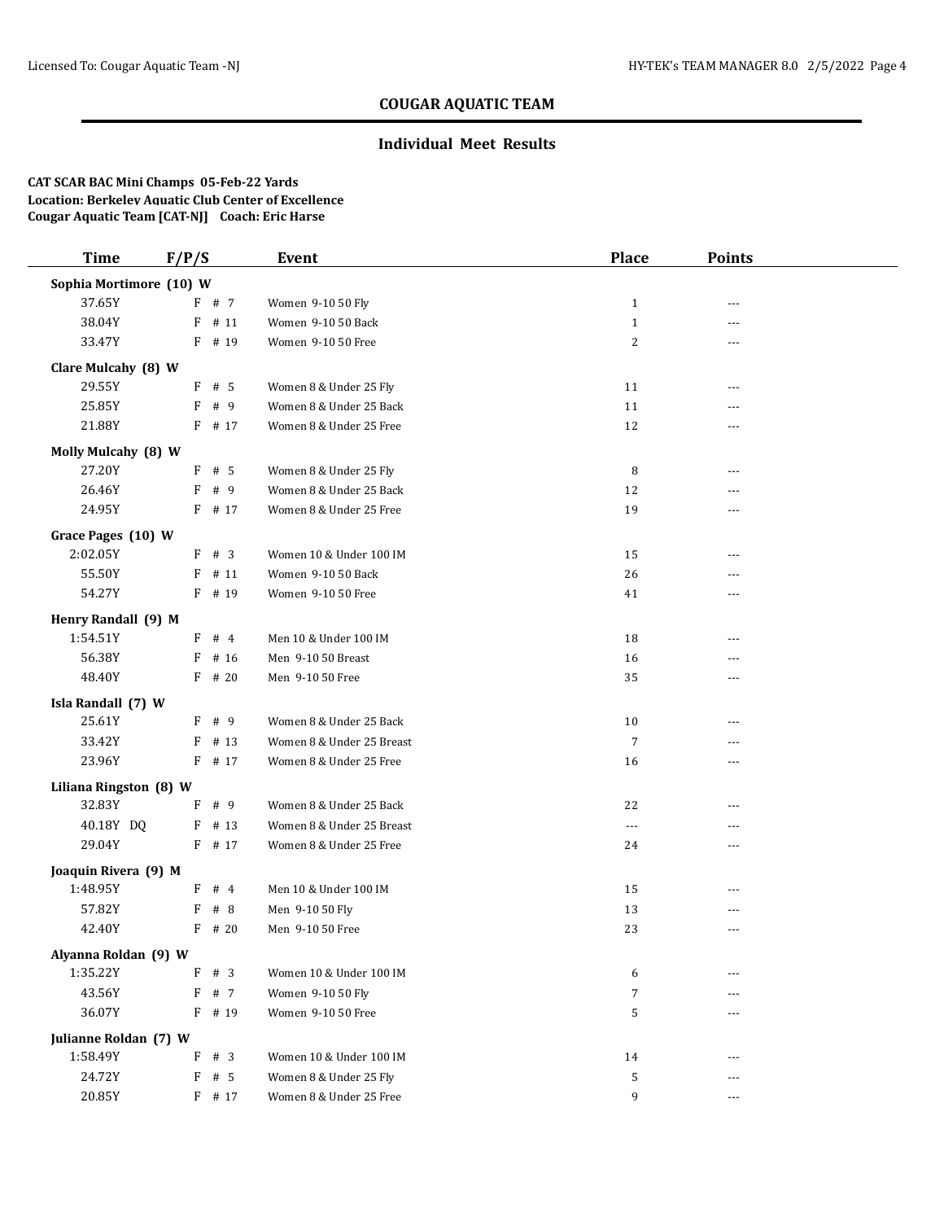## COUGAR AQUATIC TEAM

### Individual Meet Results

**CAT SCAR BAC Mini Champs 05-Feb-22 Yards**
**Location: Berkeley Aquatic Club Center of Excellence**
**Cougar Aquatic Team [CAT-NJ] Coach: Eric Harse**

| Time | F/P/S | Event | Place | Points |
|---|---|---|---|---|
| **Sophia Mortimore (10) W** | | | | |
| 37.65Y | F # 7 | Women 9-10 50 Fly | 1 | --- |
| 38.04Y | F # 11 | Women 9-10 50 Back | 1 | --- |
| 33.47Y | F # 19 | Women 9-10 50 Free | 2 | --- |
| **Clare Mulcahy (8) W** | | | | |
| 29.55Y | F # 5 | Women 8 & Under 25 Fly | 11 | --- |
| 25.85Y | F # 9 | Women 8 & Under 25 Back | 11 | --- |
| 21.88Y | F # 17 | Women 8 & Under 25 Free | 12 | --- |
| **Molly Mulcahy (8) W** | | | | |
| 27.20Y | F # 5 | Women 8 & Under 25 Fly | 8 | --- |
| 26.46Y | F # 9 | Women 8 & Under 25 Back | 12 | --- |
| 24.95Y | F # 17 | Women 8 & Under 25 Free | 19 | --- |
| **Grace Pages (10) W** | | | | |
| 2:02.05Y | F # 3 | Women 10 & Under 100 IM | 15 | --- |
| 55.50Y | F # 11 | Women 9-10 50 Back | 26 | --- |
| 54.27Y | F # 19 | Women 9-10 50 Free | 41 | --- |
| **Henry Randall (9) M** | | | | |
| 1:54.51Y | F # 4 | Men 10 & Under 100 IM | 18 | --- |
| 56.38Y | F # 16 | Men 9-10 50 Breast | 16 | --- |
| 48.40Y | F # 20 | Men 9-10 50 Free | 35 | --- |
| **Isla Randall (7) W** | | | | |
| 25.61Y | F # 9 | Women 8 & Under 25 Back | 10 | --- |
| 33.42Y | F # 13 | Women 8 & Under 25 Breast | 7 | --- |
| 23.96Y | F # 17 | Women 8 & Under 25 Free | 16 | --- |
| **Liliana Ringston (8) W** | | | | |
| 32.83Y | F # 9 | Women 8 & Under 25 Back | 22 | --- |
| 40.18Y DQ | F # 13 | Women 8 & Under 25 Breast | --- | --- |
| 29.04Y | F # 17 | Women 8 & Under 25 Free | 24 | --- |
| **Joaquin Rivera (9) M** | | | | |
| 1:48.95Y | F # 4 | Men 10 & Under 100 IM | 15 | --- |
| 57.82Y | F # 8 | Men 9-10 50 Fly | 13 | --- |
| 42.40Y | F # 20 | Men 9-10 50 Free | 23 | --- |
| **Alyanna Roldan (9) W** | | | | |
| 1:35.22Y | F # 3 | Women 10 & Under 100 IM | 6 | --- |
| 43.56Y | F # 7 | Women 9-10 50 Fly | 7 | --- |
| 36.07Y | F # 19 | Women 9-10 50 Free | 5 | --- |
| **Julianne Roldan (7) W** | | | | |
| 1:58.49Y | F # 3 | Women 10 & Under 100 IM | 14 | --- |
| 24.72Y | F # 5 | Women 8 & Under 25 Fly | 5 | --- |
| 20.85Y | F # 17 | Women 8 & Under 25 Free | 9 | --- |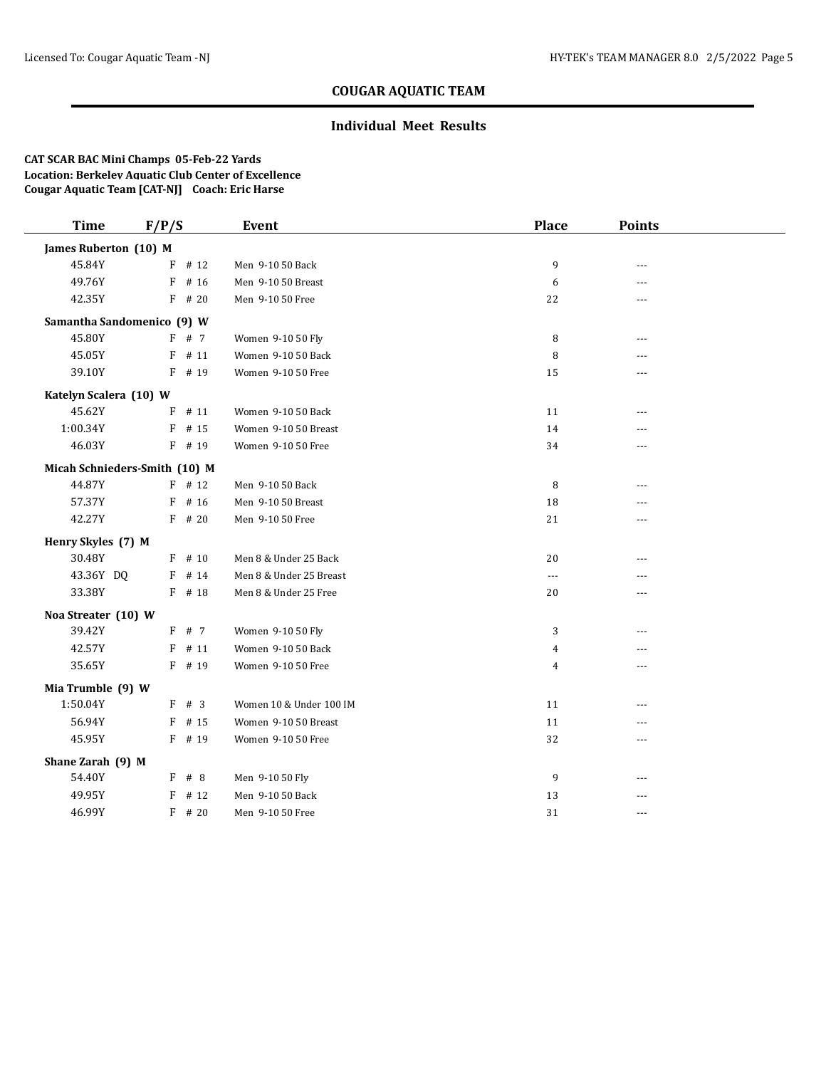# COUGAR AQUATIC TEAM

## Individual Meet Results

**CAT SCAR BAC Mini Champs 05-Feb-22 Yards**
**Location: Berkeley Aquatic Club Center of Excellence**
**Cougar Aquatic Team [CAT-NJ] Coach: Eric Harse**

| Time | F/P/S | Event | Place | Points |
|---|---|---|---|---|
| **James Ruberton (10) M** | | | | |
| 45.84Y | F # 12 | Men 9-10 50 Back | 9 | --- |
| 49.76Y | F # 16 | Men 9-10 50 Breast | 6 | --- |
| 42.35Y | F # 20 | Men 9-10 50 Free | 22 | --- |
| **Samantha Sandomenico (9) W** | | | | |
| 45.80Y | F # 7 | Women 9-10 50 Fly | 8 | --- |
| 45.05Y | F # 11 | Women 9-10 50 Back | 8 | --- |
| 39.10Y | F # 19 | Women 9-10 50 Free | 15 | --- |
| **Katelyn Scalera (10) W** | | | | |
| 45.62Y | F # 11 | Women 9-10 50 Back | 11 | --- |
| 1:00.34Y | F # 15 | Women 9-10 50 Breast | 14 | --- |
| 46.03Y | F # 19 | Women 9-10 50 Free | 34 | --- |
| **Micah Schnieders-Smith (10) M** | | | | |
| 44.87Y | F # 12 | Men 9-10 50 Back | 8 | --- |
| 57.37Y | F # 16 | Men 9-10 50 Breast | 18 | --- |
| 42.27Y | F # 20 | Men 9-10 50 Free | 21 | --- |
| **Henry Skyles (7) M** | | | | |
| 30.48Y | F # 10 | Men 8 & Under 25 Back | 20 | --- |
| 43.36Y DQ | F # 14 | Men 8 & Under 25 Breast | --- | --- |
| 33.38Y | F # 18 | Men 8 & Under 25 Free | 20 | --- |
| **Noa Streater (10) W** | | | | |
| 39.42Y | F # 7 | Women 9-10 50 Fly | 3 | --- |
| 42.57Y | F # 11 | Women 9-10 50 Back | 4 | --- |
| 35.65Y | F # 19 | Women 9-10 50 Free | 4 | --- |
| **Mia Trumble (9) W** | | | | |
| 1:50.04Y | F # 3 | Women 10 & Under 100 IM | 11 | --- |
| 56.94Y | F # 15 | Women 9-10 50 Breast | 11 | --- |
| 45.95Y | F # 19 | Women 9-10 50 Free | 32 | --- |
| **Shane Zarah (9) M** | | | | |
| 54.40Y | F # 8 | Men 9-10 50 Fly | 9 | --- |
| 49.95Y | F # 12 | Men 9-10 50 Back | 13 | --- |
| 46.99Y | F # 20 | Men 9-10 50 Free | 31 | --- |